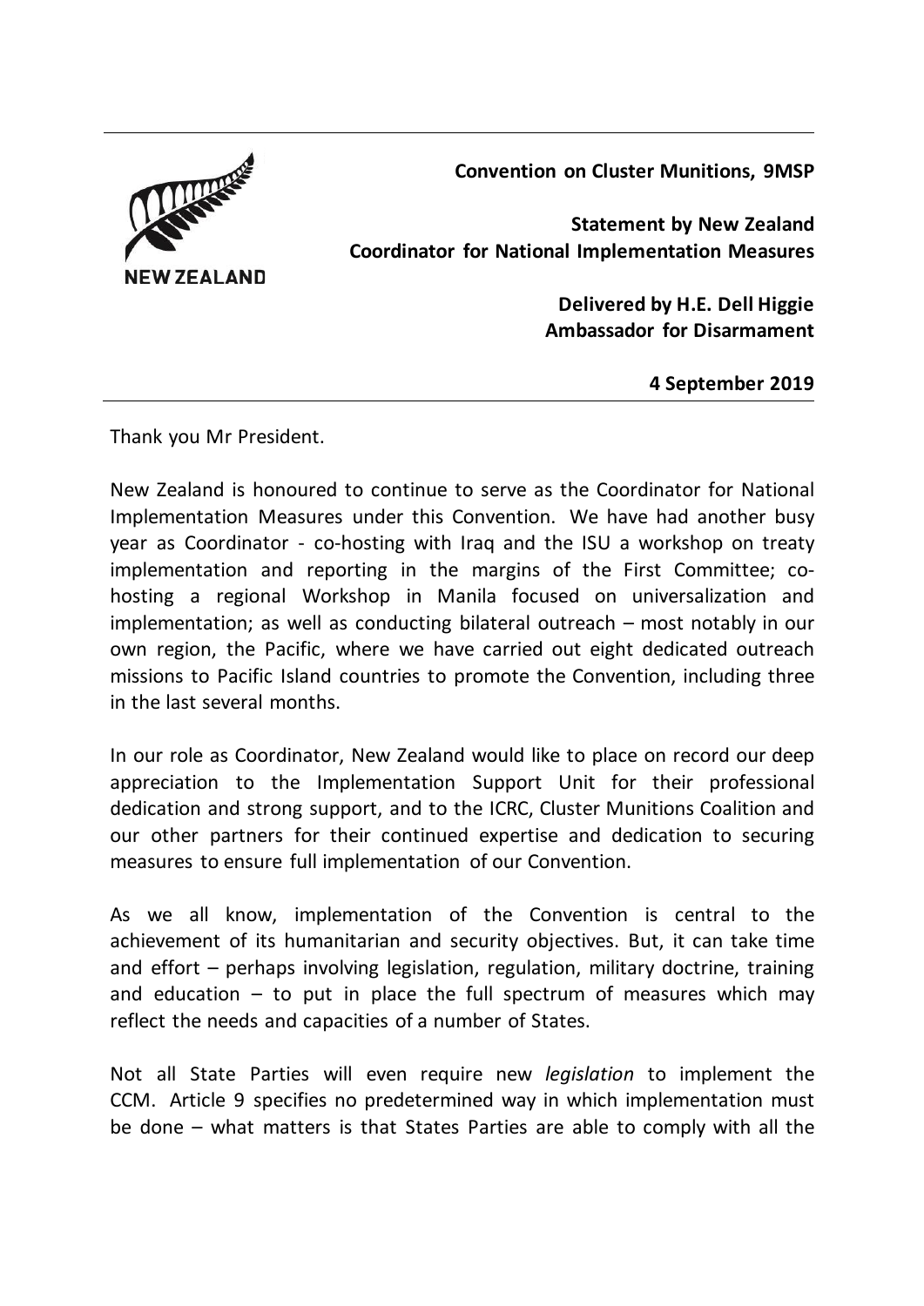**Convention on Cluster Munitions, 9MSP**

**Statement by New Zealand**
**Coordinator for National Implementation Measures**

**Delivered by H.E. Dell Higgie**
**Ambassador for Disarmament**

**4 September 2019**

---

Thank you Mr President.

New Zealand is honoured to continue to serve as the Coordinator for National Implementation Measures under this Convention. We have had another busy year as Coordinator - co-hosting with Iraq and the ISU a workshop on treaty implementation and reporting in the margins of the First Committee; co-hosting a regional Workshop in Manila focused on universalization and implementation; as well as conducting bilateral outreach – most notably in our own region, the Pacific, where we have carried out eight dedicated outreach missions to Pacific Island countries to promote the Convention, including three in the last several months.

In our role as Coordinator, New Zealand would like to place on record our deep appreciation to the Implementation Support Unit for their professional dedication and strong support, and to the ICRC, Cluster Munitions Coalition and our other partners for their continued expertise and dedication to securing measures to ensure full implementation of our Convention.

As we all know, implementation of the Convention is central to the achievement of its humanitarian and security objectives. But, it can take time and effort – perhaps involving legislation, regulation, military doctrine, training and education – to put in place the full spectrum of measures which may reflect the needs and capacities of a number of States.

Not all State Parties will even require new *legislation* to implement the CCM. Article 9 specifies no predetermined way in which implementation must be done – what matters is that States Parties are able to comply with all the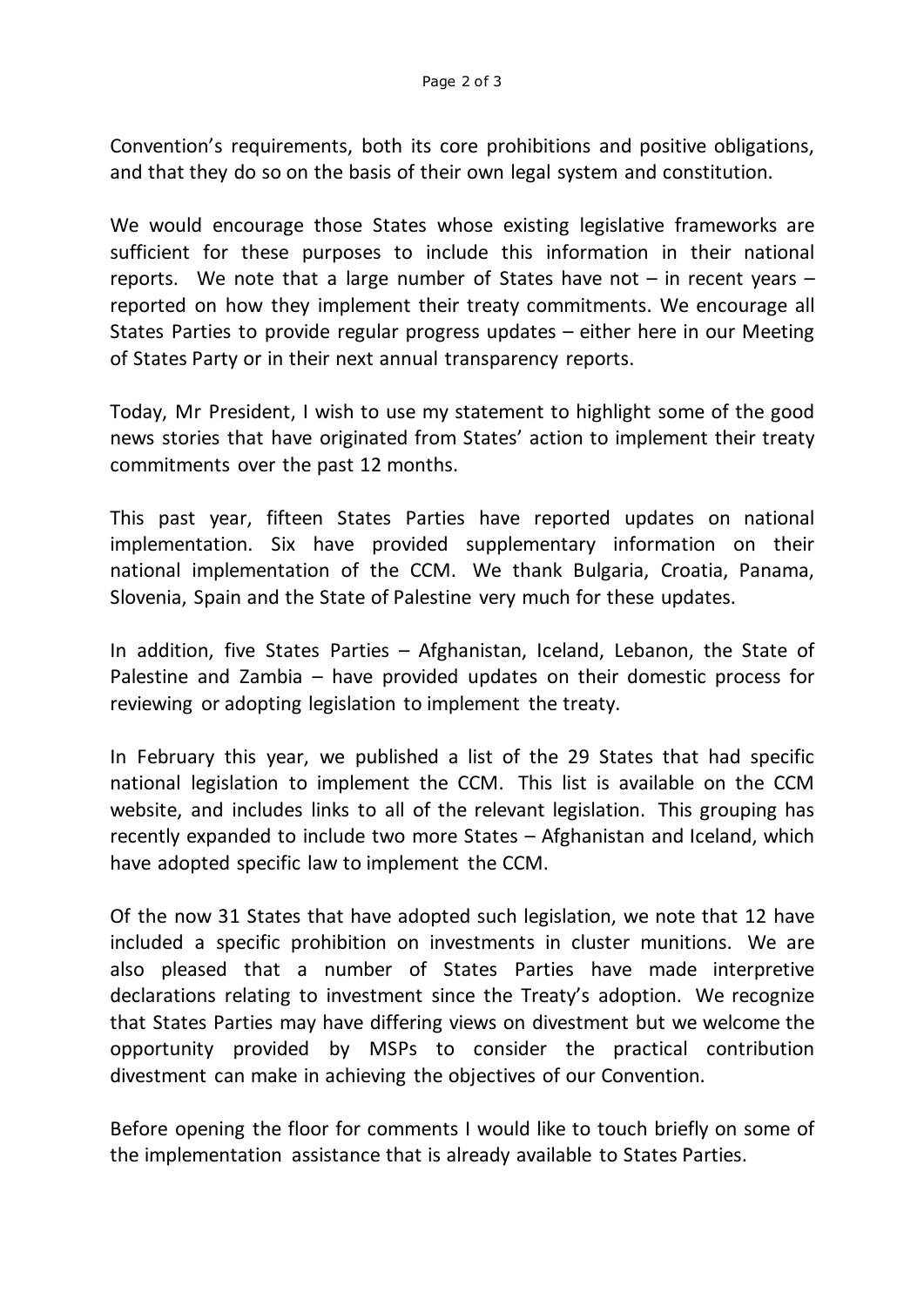Convention's requirements, both its core prohibitions and positive obligations, and that they do so on the basis of their own legal system and constitution.

We would encourage those States whose existing legislative frameworks are sufficient for these purposes to include this information in their national reports. We note that a large number of States have not – in recent years – reported on how they implement their treaty commitments. We encourage all States Parties to provide regular progress updates – either here in our Meeting of States Party or in their next annual transparency reports.

Today, Mr President, I wish to use my statement to highlight some of the good news stories that have originated from States' action to implement their treaty commitments over the past 12 months.

This past year, fifteen States Parties have reported updates on national implementation. Six have provided supplementary information on their national implementation of the CCM. We thank Bulgaria, Croatia, Panama, Slovenia, Spain and the State of Palestine very much for these updates.

In addition, five States Parties – Afghanistan, Iceland, Lebanon, the State of Palestine and Zambia – have provided updates on their domestic process for reviewing or adopting legislation to implement the treaty.

In February this year, we published a list of the 29 States that had specific national legislation to implement the CCM. This list is available on the CCM website, and includes links to all of the relevant legislation. This grouping has recently expanded to include two more States – Afghanistan and Iceland, which have adopted specific law to implement the CCM.

Of the now 31 States that have adopted such legislation, we note that 12 have included a specific prohibition on investments in cluster munitions. We are also pleased that a number of States Parties have made interpretive declarations relating to investment since the Treaty's adoption. We recognize that States Parties may have differing views on divestment but we welcome the opportunity provided by MSPs to consider the practical contribution divestment can make in achieving the objectives of our Convention.

Before opening the floor for comments I would like to touch briefly on some of the implementation assistance that is already available to States Parties.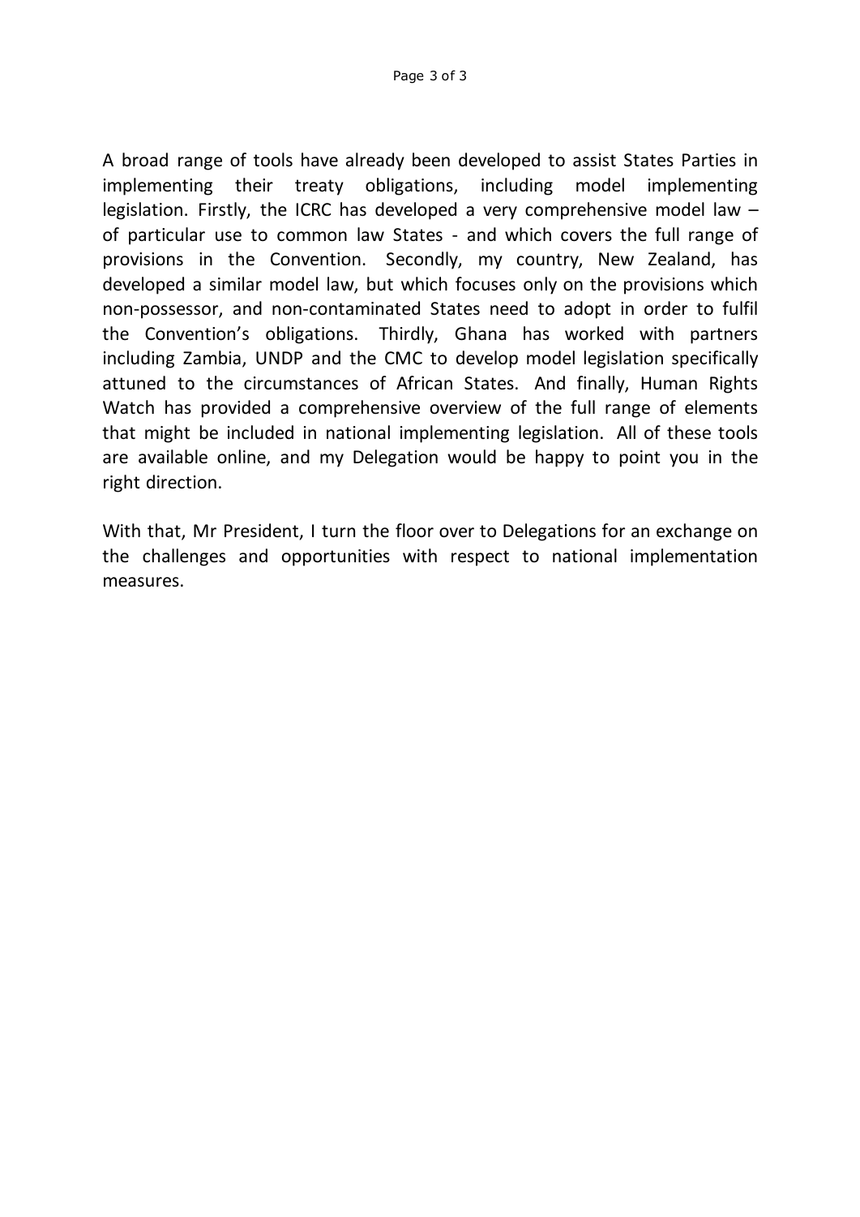A broad range of tools have already been developed to assist States Parties in implementing their treaty obligations, including model implementing legislation. Firstly, the ICRC has developed a very comprehensive model law – of particular use to common law States - and which covers the full range of provisions in the Convention. Secondly, my country, New Zealand, has developed a similar model law, but which focuses only on the provisions which non-possessor, and non-contaminated States need to adopt in order to fulfil the Convention's obligations. Thirdly, Ghana has worked with partners including Zambia, UNDP and the CMC to develop model legislation specifically attuned to the circumstances of African States. And finally, Human Rights Watch has provided a comprehensive overview of the full range of elements that might be included in national implementing legislation. All of these tools are available online, and my Delegation would be happy to point you in the right direction.

With that, Mr President, I turn the floor over to Delegations for an exchange on the challenges and opportunities with respect to national implementation measures.